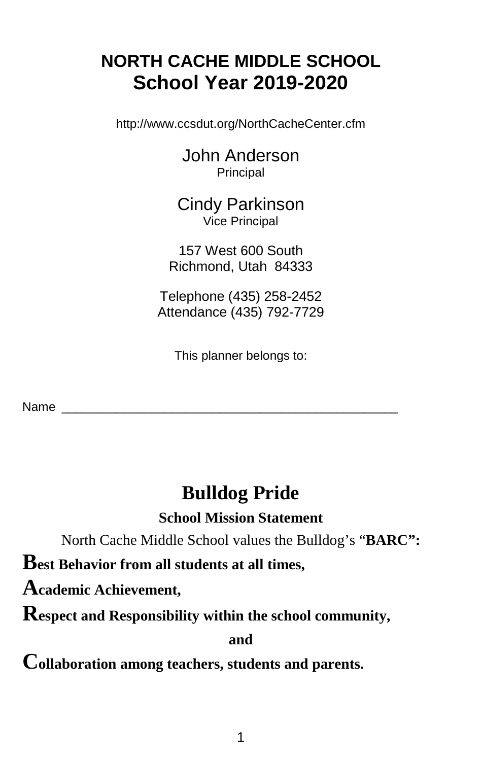# NORTH CACHE MIDDLE SCHOOL
# School Year 2019-2020

http://www.ccsdut.org/NorthCacheCenter.cfm

John Anderson
Principal

Cindy Parkinson
Vice Principal

157 West 600 South
Richmond, Utah 84333

Telephone (435) 258-2452
Attendance (435) 792-7729

This planner belongs to:

Name ___________________________________________________

## Bulldog Pride

### School Mission Statement

North Cache Middle School values the Bulldog's "**BARC":**

**Best Behavior from all students at all times,**

**Academic Achievement,**

**Respect and Responsibility within the school community,**

**and**

**Collaboration among teachers, students and parents.**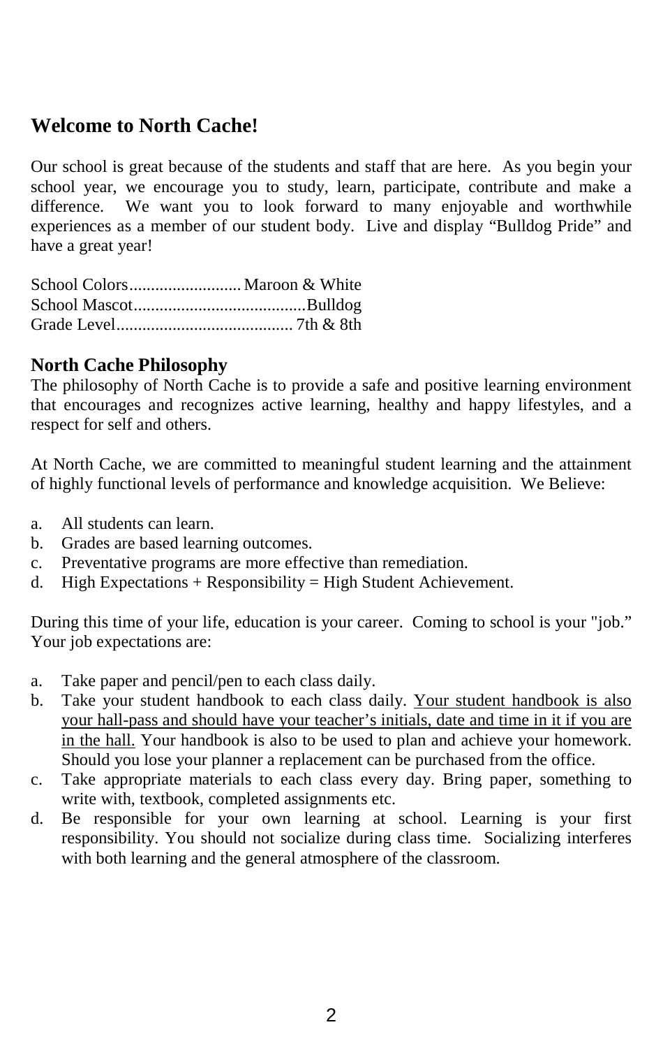# Welcome to North Cache!

Our school is great because of the students and staff that are here. As you begin your school year, we encourage you to study, learn, participate, contribute and make a difference. We want you to look forward to many enjoyable and worthwhile experiences as a member of our student body. Live and display "Bulldog Pride" and have a great year!

School Colors.......................... Maroon & White
School Mascot........................................Bulldog
Grade Level......................................... 7th & 8th

## North Cache Philosophy

The philosophy of North Cache is to provide a safe and positive learning environment that encourages and recognizes active learning, healthy and happy lifestyles, and a respect for self and others.

At North Cache, we are committed to meaningful student learning and the attainment of highly functional levels of performance and knowledge acquisition. We Believe:

a. All students can learn.
b. Grades are based learning outcomes.
c. Preventative programs are more effective than remediation.
d. High Expectations + Responsibility = High Student Achievement.

During this time of your life, education is your career. Coming to school is your "job." Your job expectations are:

a. Take paper and pencil/pen to each class daily.
b. Take your student handbook to each class daily. <u>Your student handbook is also your hall-pass and should have your teacher's initials, date and time in it if you are in the hall.</u> Your handbook is also to be used to plan and achieve your homework. Should you lose your planner a replacement can be purchased from the office.
c. Take appropriate materials to each class every day. Bring paper, something to write with, textbook, completed assignments etc.
d. Be responsible for your own learning at school. Learning is your first responsibility. You should not socialize during class time. Socializing interferes with both learning and the general atmosphere of the classroom.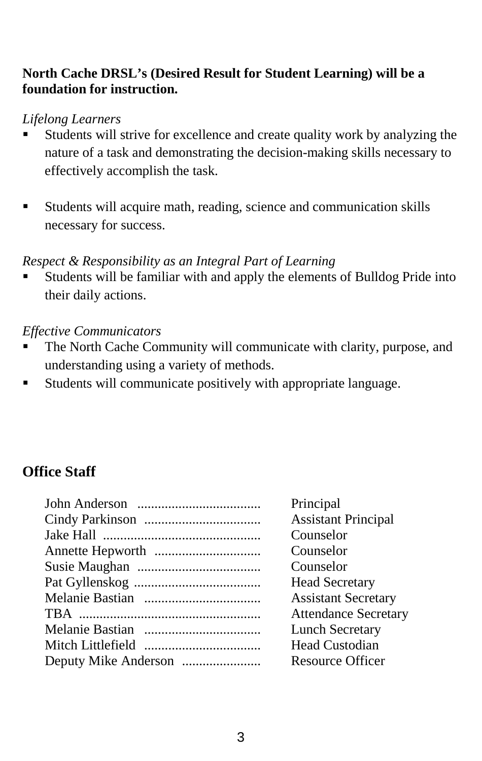**North Cache DRSL's (Desired Result for Student Learning) will be a foundation for instruction.**

*Lifelong Learners*

- Students will strive for excellence and create quality work by analyzing the nature of a task and demonstrating the decision-making skills necessary to effectively accomplish the task.

- Students will acquire math, reading, science and communication skills necessary for success.

*Respect & Responsibility as an Integral Part of Learning*

- Students will be familiar with and apply the elements of Bulldog Pride into their daily actions.

*Effective Communicators*

- The North Cache Community will communicate with clarity, purpose, and understanding using a variety of methods.
- Students will communicate positively with appropriate language.

## Office Staff

| Name | Position |
|---|---|
| John Anderson | Principal |
| Cindy Parkinson | Assistant Principal |
| Jake Hall | Counselor |
| Annette Hepworth | Counselor |
| Susie Maughan | Counselor |
| Pat Gyllenskog | Head Secretary |
| Melanie Bastian | Assistant Secretary |
| TBA | Attendance Secretary |
| Melanie Bastian | Lunch Secretary |
| Mitch Littlefield | Head Custodian |
| Deputy Mike Anderson | Resource Officer |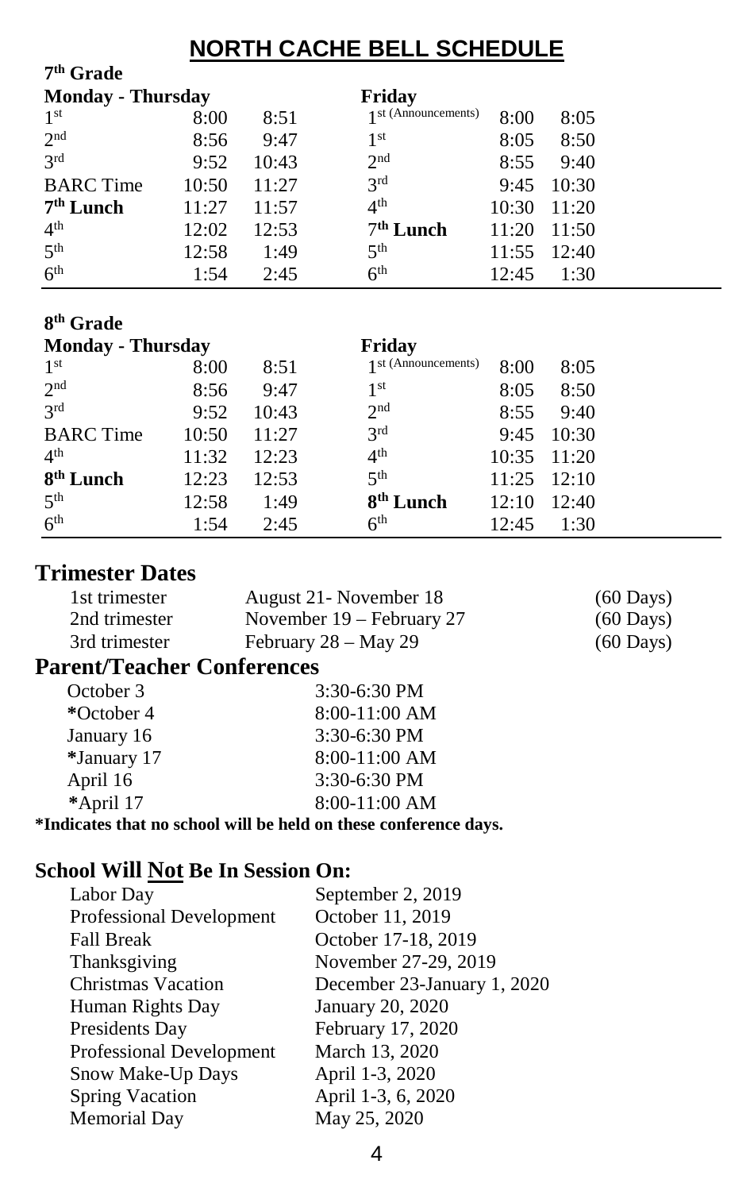# NORTH CACHE BELL SCHEDULE

## 7th Grade

| Monday - Thursday | | | Friday | | |
|---|---|---|---|---|---|
| 1st | 8:00 | 8:51 | 1st (Announcements) | 8:00 | 8:05 |
| 2nd | 8:56 | 9:47 | 1st | 8:05 | 8:50 |
| 3rd | 9:52 | 10:43 | 2nd | 8:55 | 9:40 |
| BARC Time | 10:50 | 11:27 | 3rd | 9:45 | 10:30 |
| **7th Lunch** | 11:27 | 11:57 | 4th | 10:30 | 11:20 |
| 4th | 12:02 | 12:53 | **7th Lunch** | 11:20 | 11:50 |
| 5th | 12:58 | 1:49 | 5th | 11:55 | 12:40 |
| 6th | 1:54 | 2:45 | 6th | 12:45 | 1:30 |

## 8th Grade

| Monday - Thursday | | | Friday | | |
|---|---|---|---|---|---|
| 1st | 8:00 | 8:51 | 1st (Announcements) | 8:00 | 8:05 |
| 2nd | 8:56 | 9:47 | 1st | 8:05 | 8:50 |
| 3rd | 9:52 | 10:43 | 2nd | 8:55 | 9:40 |
| BARC Time | 10:50 | 11:27 | 3rd | 9:45 | 10:30 |
| 4th | 11:32 | 12:23 | 4th | 10:35 | 11:20 |
| **8th Lunch** | 12:23 | 12:53 | 5th | 11:25 | 12:10 |
| 5th | 12:58 | 1:49 | **8th Lunch** | 12:10 | 12:40 |
| 6th | 1:54 | 2:45 | 6th | 12:45 | 1:30 |

## Trimester Dates

| | | |
|---|---|---|
| 1st trimester | August 21- November 18 | (60 Days) |
| 2nd trimester | November 19 – February 27 | (60 Days) |
| 3rd trimester | February 28 – May 29 | (60 Days) |

## Parent/Teacher Conferences

| | |
|---|---|
| October 3 | 3:30-6:30 PM |
| *October 4 | 8:00-11:00 AM |
| January 16 | 3:30-6:30 PM |
| *January 17 | 8:00-11:00 AM |
| April 16 | 3:30-6:30 PM |
| *April 17 | 8:00-11:00 AM |

**\*Indicates that no school will be held on these conference days.**

## School Will Not Be In Session On:

| | |
|---|---|
| Labor Day | September 2, 2019 |
| Professional Development | October 11, 2019 |
| Fall Break | October 17-18, 2019 |
| Thanksgiving | November 27-29, 2019 |
| Christmas Vacation | December 23-January 1, 2020 |
| Human Rights Day | January 20, 2020 |
| Presidents Day | February 17, 2020 |
| Professional Development | March 13, 2020 |
| Snow Make-Up Days | April 1-3, 2020 |
| Spring Vacation | April 1-3, 6, 2020 |
| Memorial Day | May 25, 2020 |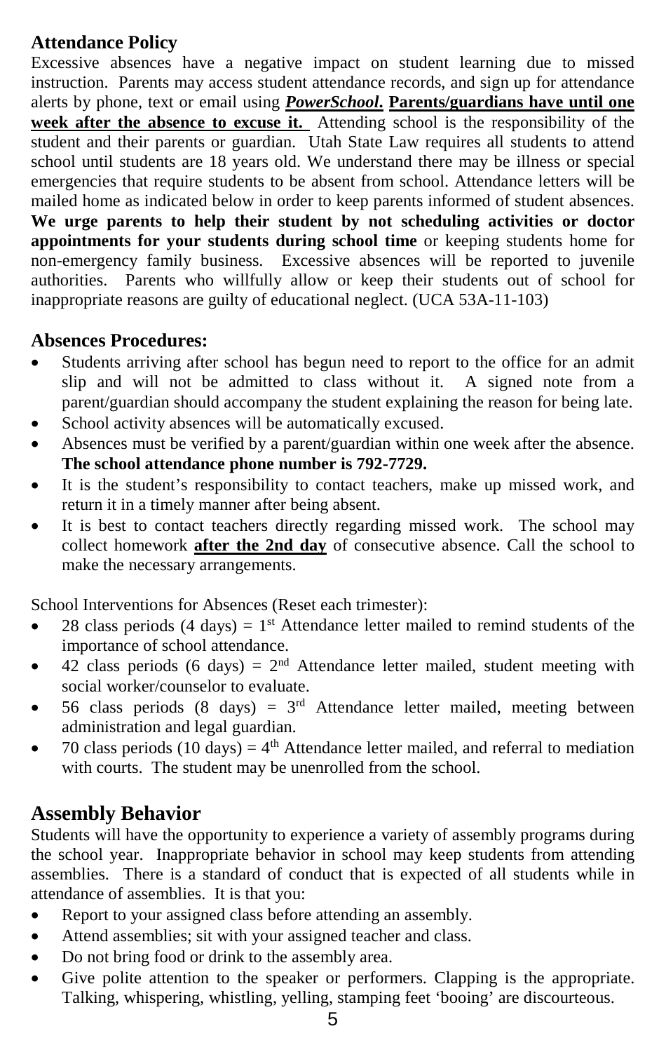## Attendance Policy

Excessive absences have a negative impact on student learning due to missed instruction. Parents may access student attendance records, and sign up for attendance alerts by phone, text or email using ***PowerSchool*. <u>Parents/guardians have until one week after the absence to excuse it.</u>** Attending school is the responsibility of the student and their parents or guardian. Utah State Law requires all students to attend school until students are 18 years old. We understand there may be illness or special emergencies that require students to be absent from school. Attendance letters will be mailed home as indicated below in order to keep parents informed of student absences. **We urge parents to help their student by not scheduling activities or doctor appointments for your students during school time** or keeping students home for non-emergency family business. Excessive absences will be reported to juvenile authorities. Parents who willfully allow or keep their students out of school for inappropriate reasons are guilty of educational neglect. (UCA 53A-11-103)

### Absences Procedures:

- Students arriving after school has begun need to report to the office for an admit slip and will not be admitted to class without it. A signed note from a parent/guardian should accompany the student explaining the reason for being late.
- School activity absences will be automatically excused.
- Absences must be verified by a parent/guardian within one week after the absence. **The school attendance phone number is 792-7729.**
- It is the student's responsibility to contact teachers, make up missed work, and return it in a timely manner after being absent.
- It is best to contact teachers directly regarding missed work. The school may collect homework **<u>after the 2nd day</u>** of consecutive absence. Call the school to make the necessary arrangements.

School Interventions for Absences (Reset each trimester):

- 28 class periods (4 days) = 1st Attendance letter mailed to remind students of the importance of school attendance.
- 42 class periods (6 days) = 2nd Attendance letter mailed, student meeting with social worker/counselor to evaluate.
- 56 class periods (8 days) = 3rd Attendance letter mailed, meeting between administration and legal guardian.
- 70 class periods (10 days) = 4th Attendance letter mailed, and referral to mediation with courts. The student may be unenrolled from the school.

## Assembly Behavior

Students will have the opportunity to experience a variety of assembly programs during the school year. Inappropriate behavior in school may keep students from attending assemblies. There is a standard of conduct that is expected of all students while in attendance of assemblies. It is that you:

- Report to your assigned class before attending an assembly.
- Attend assemblies; sit with your assigned teacher and class.
- Do not bring food or drink to the assembly area.
- Give polite attention to the speaker or performers. Clapping is the appropriate. Talking, whispering, whistling, yelling, stamping feet 'booing' are discourteous.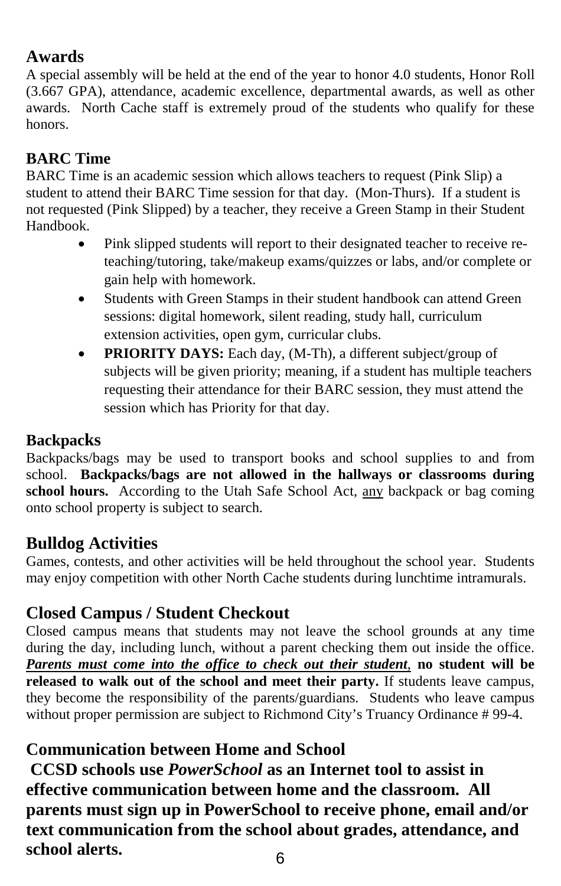## Awards

A special assembly will be held at the end of the year to honor 4.0 students, Honor Roll (3.667 GPA), attendance, academic excellence, departmental awards, as well as other awards. North Cache staff is extremely proud of the students who qualify for these honors.

## BARC Time

BARC Time is an academic session which allows teachers to request (Pink Slip) a student to attend their BARC Time session for that day. (Mon-Thurs). If a student is not requested (Pink Slipped) by a teacher, they receive a Green Stamp in their Student Handbook.

- Pink slipped students will report to their designated teacher to receive re-teaching/tutoring, take/makeup exams/quizzes or labs, and/or complete or gain help with homework.
- Students with Green Stamps in their student handbook can attend Green sessions: digital homework, silent reading, study hall, curriculum extension activities, open gym, curricular clubs.
- **PRIORITY DAYS:** Each day, (M-Th), a different subject/group of subjects will be given priority; meaning, if a student has multiple teachers requesting their attendance for their BARC session, they must attend the session which has Priority for that day.

## Backpacks

Backpacks/bags may be used to transport books and school supplies to and from school. **Backpacks/bags are not allowed in the hallways or classrooms during school hours.** According to the Utah Safe School Act, any backpack or bag coming onto school property is subject to search.

## Bulldog Activities

Games, contests, and other activities will be held throughout the school year. Students may enjoy competition with other North Cache students during lunchtime intramurals.

## Closed Campus / Student Checkout

Closed campus means that students may not leave the school grounds at any time during the day, including lunch, without a parent checking them out inside the office. ***Parents must come into the office to check out their student***, **no student will be released to walk out of the school and meet their party.** If students leave campus, they become the responsibility of the parents/guardians. Students who leave campus without proper permission are subject to Richmond City's Truancy Ordinance # 99-4.

## Communication between Home and School

**CCSD schools use *PowerSchool* as an Internet tool to assist in effective communication between home and the classroom. All parents must sign up in PowerSchool to receive phone, email and/or text communication from the school about grades, attendance, and school alerts.**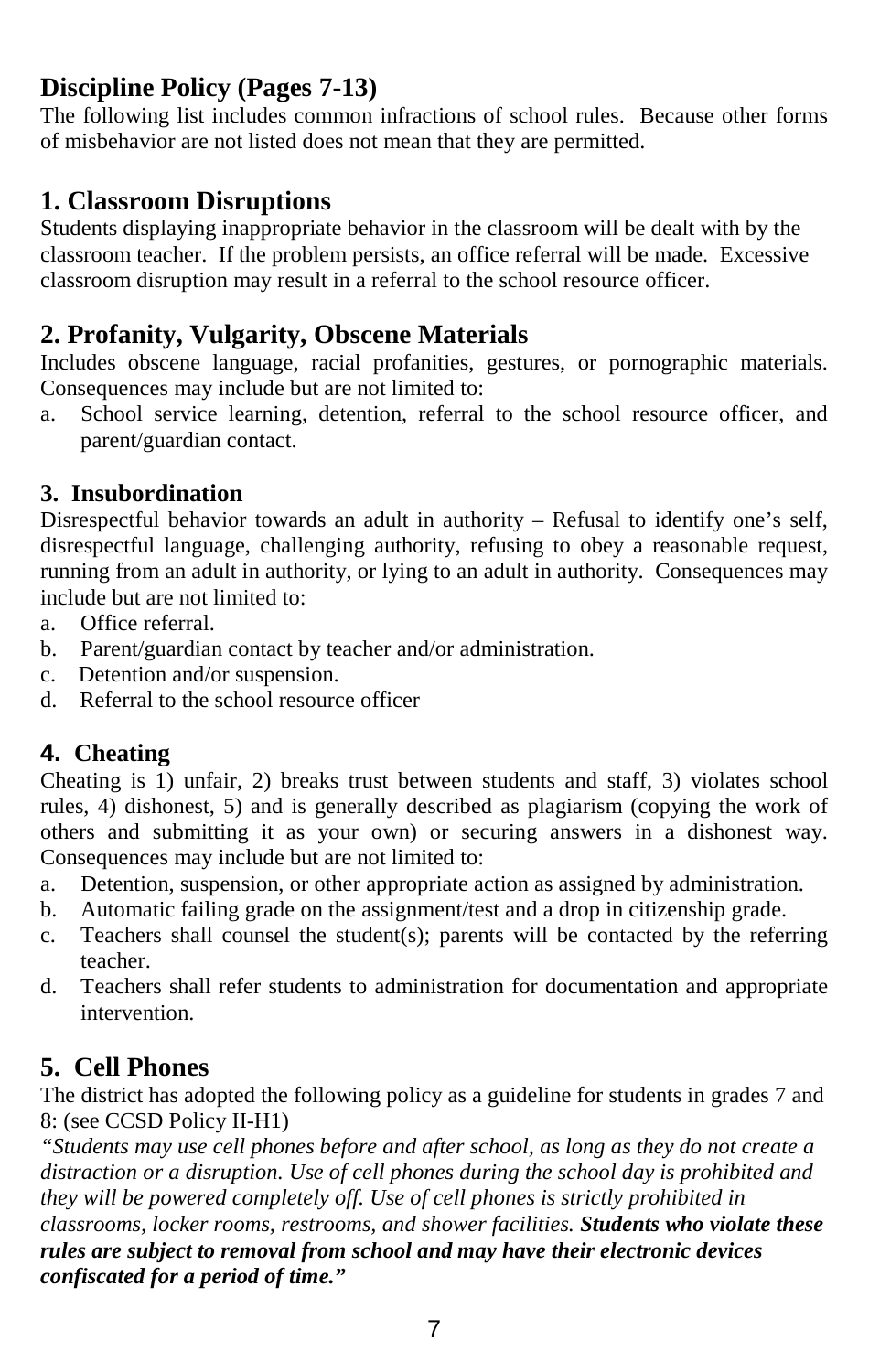## Discipline Policy (Pages 7-13)

The following list includes common infractions of school rules. Because other forms of misbehavior are not listed does not mean that they are permitted.

## 1. Classroom Disruptions

Students displaying inappropriate behavior in the classroom will be dealt with by the classroom teacher. If the problem persists, an office referral will be made. Excessive classroom disruption may result in a referral to the school resource officer.

## 2. Profanity, Vulgarity, Obscene Materials

Includes obscene language, racial profanities, gestures, or pornographic materials. Consequences may include but are not limited to:

a. School service learning, detention, referral to the school resource officer, and parent/guardian contact.

### 3. Insubordination

Disrespectful behavior towards an adult in authority – Refusal to identify one's self, disrespectful language, challenging authority, refusing to obey a reasonable request, running from an adult in authority, or lying to an adult in authority. Consequences may include but are not limited to:

a. Office referral.
b. Parent/guardian contact by teacher and/or administration.
c. Detention and/or suspension.
d. Referral to the school resource officer

### 4. Cheating

Cheating is 1) unfair, 2) breaks trust between students and staff, 3) violates school rules, 4) dishonest, 5) and is generally described as plagiarism (copying the work of others and submitting it as your own) or securing answers in a dishonest way. Consequences may include but are not limited to:

a. Detention, suspension, or other appropriate action as assigned by administration.
b. Automatic failing grade on the assignment/test and a drop in citizenship grade.
c. Teachers shall counsel the student(s); parents will be contacted by the referring teacher.
d. Teachers shall refer students to administration for documentation and appropriate intervention.

## 5. Cell Phones

The district has adopted the following policy as a guideline for students in grades 7 and 8: (see CCSD Policy II-H1)

*"Students may use cell phones before and after school, as long as they do not create a distraction or a disruption. Use of cell phones during the school day is prohibited and they will be powered completely off. Use of cell phones is strictly prohibited in classrooms, locker rooms, restrooms, and shower facilities.* ***Students who violate these rules are subject to removal from school and may have their electronic devices confiscated for a period of time."***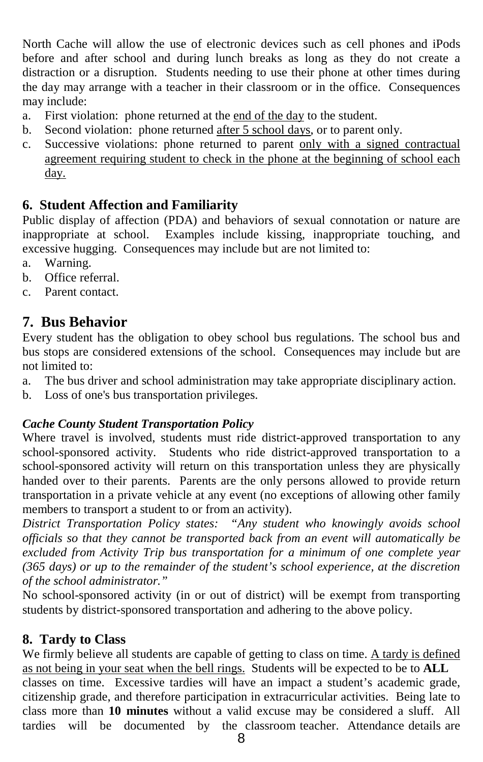North Cache will allow the use of electronic devices such as cell phones and iPods before and after school and during lunch breaks as long as they do not create a distraction or a disruption. Students needing to use their phone at other times during the day may arrange with a teacher in their classroom or in the office. Consequences may include:

a. First violation: phone returned at the <u>end of the day</u> to the student.
b. Second violation: phone returned <u>after 5 school days</u>, or to parent only.
c. Successive violations: phone returned to parent <u>only with a signed contractual agreement requiring student to check in the phone at the beginning of school each day.</u>

### 6. Student Affection and Familiarity

Public display of affection (PDA) and behaviors of sexual connotation or nature are inappropriate at school. Examples include kissing, inappropriate touching, and excessive hugging. Consequences may include but are not limited to:

a. Warning.
b. Office referral.
c. Parent contact.

## 7. Bus Behavior

Every student has the obligation to obey school bus regulations. The school bus and bus stops are considered extensions of the school. Consequences may include but are not limited to:

a. The bus driver and school administration may take appropriate disciplinary action.
b. Loss of one's bus transportation privileges.

***Cache County Student Transportation Policy***

Where travel is involved, students must ride district-approved transportation to any school-sponsored activity. Students who ride district-approved transportation to a school-sponsored activity will return on this transportation unless they are physically handed over to their parents. Parents are the only persons allowed to provide return transportation in a private vehicle at any event (no exceptions of allowing other family members to transport a student to or from an activity).

*District Transportation Policy states: "Any student who knowingly avoids school officials so that they cannot be transported back from an event will automatically be excluded from Activity Trip bus transportation for a minimum of one complete year (365 days) or up to the remainder of the student's school experience, at the discretion of the school administrator."*

No school-sponsored activity (in or out of district) will be exempt from transporting students by district-sponsored transportation and adhering to the above policy.

### 8. Tardy to Class

We firmly believe all students are capable of getting to class on time. <u>A tardy is defined as not being in your seat when the bell rings.</u> Students will be expected to be to **ALL** classes on time. Excessive tardies will have an impact a student's academic grade, citizenship grade, and therefore participation in extracurricular activities. Being late to class more than **10 minutes** without a valid excuse may be considered a sluff. All tardies will be documented by the classroom teacher. Attendance details are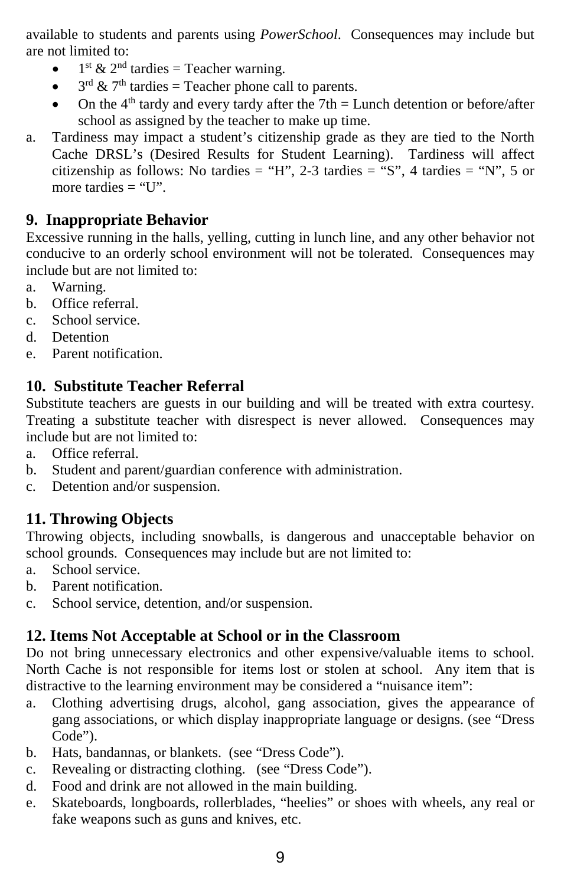available to students and parents using *PowerSchool*. Consequences may include but are not limited to:

- 1st & 2nd tardies = Teacher warning.
- 3rd & 7th tardies = Teacher phone call to parents.
- On the 4th tardy and every tardy after the 7th = Lunch detention or before/after school as assigned by the teacher to make up time.

a. Tardiness may impact a student's citizenship grade as they are tied to the North Cache DRSL's (Desired Results for Student Learning). Tardiness will affect citizenship as follows: No tardies = "H", 2-3 tardies = "S", 4 tardies = "N", 5 or more tardies = "U".

## 9. Inappropriate Behavior

Excessive running in the halls, yelling, cutting in lunch line, and any other behavior not conducive to an orderly school environment will not be tolerated. Consequences may include but are not limited to:

a. Warning.
b. Office referral.
c. School service.
d. Detention
e. Parent notification.

## 10. Substitute Teacher Referral

Substitute teachers are guests in our building and will be treated with extra courtesy. Treating a substitute teacher with disrespect is never allowed. Consequences may include but are not limited to:

a. Office referral.
b. Student and parent/guardian conference with administration.
c. Detention and/or suspension.

## 11. Throwing Objects

Throwing objects, including snowballs, is dangerous and unacceptable behavior on school grounds. Consequences may include but are not limited to:

a. School service.
b. Parent notification.
c. School service, detention, and/or suspension.

## 12. Items Not Acceptable at School or in the Classroom

Do not bring unnecessary electronics and other expensive/valuable items to school. North Cache is not responsible for items lost or stolen at school. Any item that is distractive to the learning environment may be considered a "nuisance item":

a. Clothing advertising drugs, alcohol, gang association, gives the appearance of gang associations, or which display inappropriate language or designs. (see "Dress Code").
b. Hats, bandannas, or blankets. (see "Dress Code").
c. Revealing or distracting clothing. (see "Dress Code").
d. Food and drink are not allowed in the main building.
e. Skateboards, longboards, rollerblades, "heelies" or shoes with wheels, any real or fake weapons such as guns and knives, etc.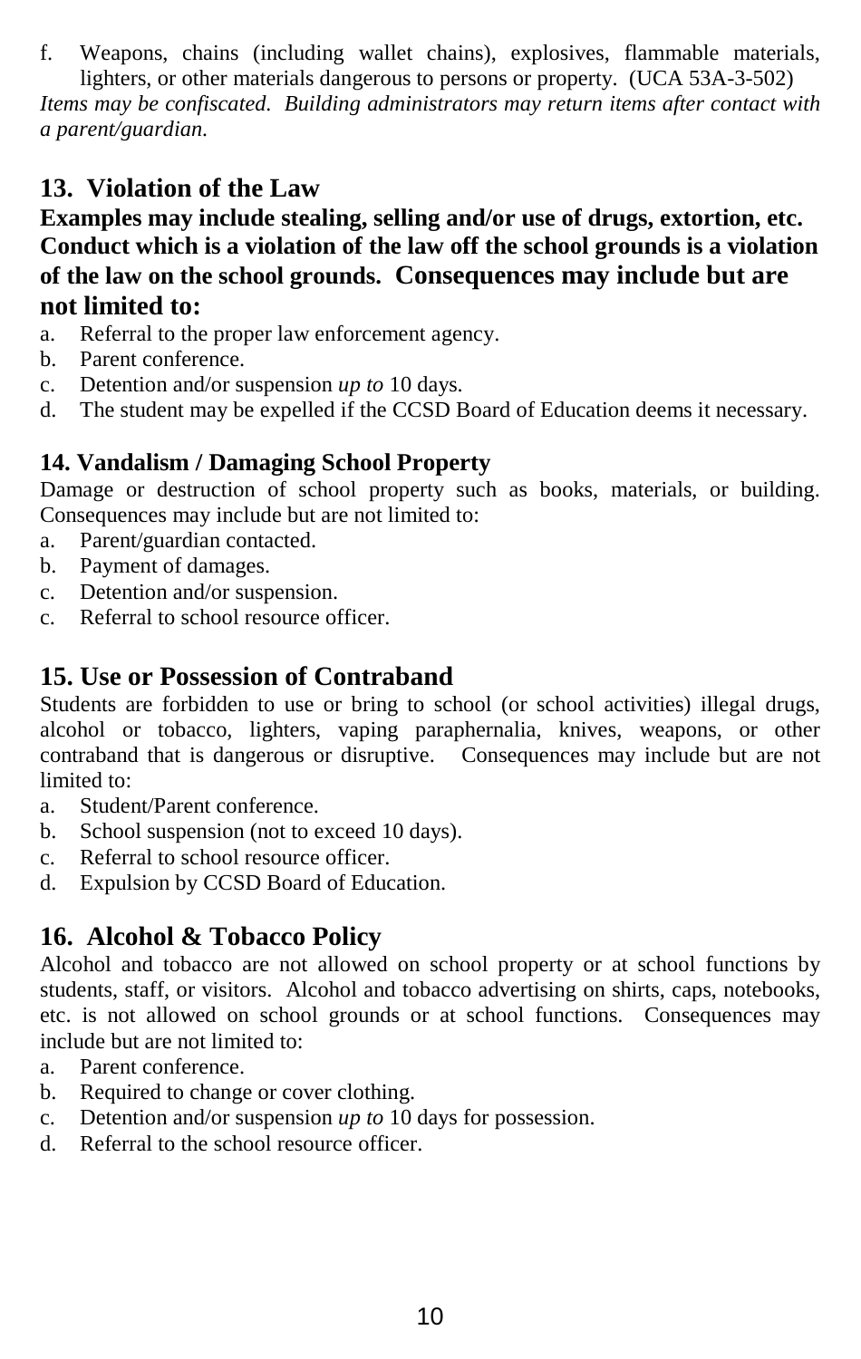f. Weapons, chains (including wallet chains), explosives, flammable materials, lighters, or other materials dangerous to persons or property. (UCA 53A-3-502)

*Items may be confiscated. Building administrators may return items after contact with a parent/guardian.*

## 13. Violation of the Law

**Examples may include stealing, selling and/or use of drugs, extortion, etc. Conduct which is a violation of the law off the school grounds is a violation of the law on the school grounds. Consequences may include but are not limited to:**

a. Referral to the proper law enforcement agency.
b. Parent conference.
c. Detention and/or suspension *up to* 10 days.
d. The student may be expelled if the CCSD Board of Education deems it necessary.

### 14. Vandalism / Damaging School Property

Damage or destruction of school property such as books, materials, or building. Consequences may include but are not limited to:

a. Parent/guardian contacted.
b. Payment of damages.
c. Detention and/or suspension.
c. Referral to school resource officer.

## 15. Use or Possession of Contraband

Students are forbidden to use or bring to school (or school activities) illegal drugs, alcohol or tobacco, lighters, vaping paraphernalia, knives, weapons, or other contraband that is dangerous or disruptive. Consequences may include but are not limited to:

a. Student/Parent conference.
b. School suspension (not to exceed 10 days).
c. Referral to school resource officer.
d. Expulsion by CCSD Board of Education.

## 16. Alcohol & Tobacco Policy

Alcohol and tobacco are not allowed on school property or at school functions by students, staff, or visitors. Alcohol and tobacco advertising on shirts, caps, notebooks, etc. is not allowed on school grounds or at school functions. Consequences may include but are not limited to:

a. Parent conference.
b. Required to change or cover clothing.
c. Detention and/or suspension *up to* 10 days for possession.
d. Referral to the school resource officer.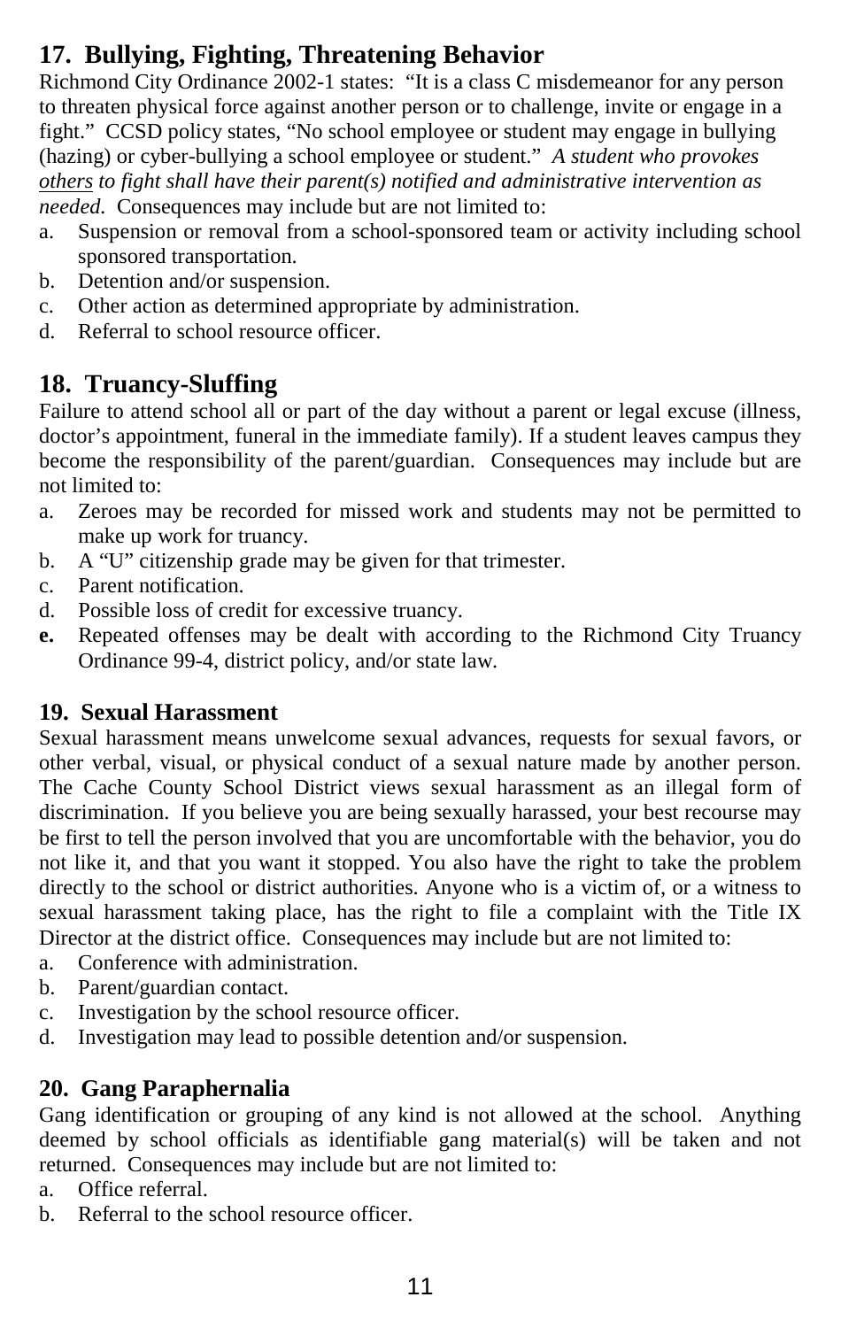## 17. Bullying, Fighting, Threatening Behavior

Richmond City Ordinance 2002-1 states: "It is a class C misdemeanor for any person to threaten physical force against another person or to challenge, invite or engage in a fight." CCSD policy states, "No school employee or student may engage in bullying (hazing) or cyber-bullying a school employee or student." *A student who provokes* *<u>others</u>* *to fight shall have their parent(s) notified and administrative intervention as needed*. Consequences may include but are not limited to:

a. Suspension or removal from a school-sponsored team or activity including school sponsored transportation.
b. Detention and/or suspension.
c. Other action as determined appropriate by administration.
d. Referral to school resource officer.

## 18. Truancy-Sluffing

Failure to attend school all or part of the day without a parent or legal excuse (illness, doctor's appointment, funeral in the immediate family). If a student leaves campus they become the responsibility of the parent/guardian. Consequences may include but are not limited to:

a. Zeroes may be recorded for missed work and students may not be permitted to make up work for truancy.
b. A "U" citizenship grade may be given for that trimester.
c. Parent notification.
d. Possible loss of credit for excessive truancy.
**e.** Repeated offenses may be dealt with according to the Richmond City Truancy Ordinance 99-4, district policy, and/or state law.

### 19. Sexual Harassment

Sexual harassment means unwelcome sexual advances, requests for sexual favors, or other verbal, visual, or physical conduct of a sexual nature made by another person. The Cache County School District views sexual harassment as an illegal form of discrimination. If you believe you are being sexually harassed, your best recourse may be first to tell the person involved that you are uncomfortable with the behavior, you do not like it, and that you want it stopped. You also have the right to take the problem directly to the school or district authorities. Anyone who is a victim of, or a witness to sexual harassment taking place, has the right to file a complaint with the Title IX Director at the district office. Consequences may include but are not limited to:

a. Conference with administration.
b. Parent/guardian contact.
c. Investigation by the school resource officer.
d. Investigation may lead to possible detention and/or suspension.

### 20. Gang Paraphernalia

Gang identification or grouping of any kind is not allowed at the school. Anything deemed by school officials as identifiable gang material(s) will be taken and not returned. Consequences may include but are not limited to:

a. Office referral.
b. Referral to the school resource officer.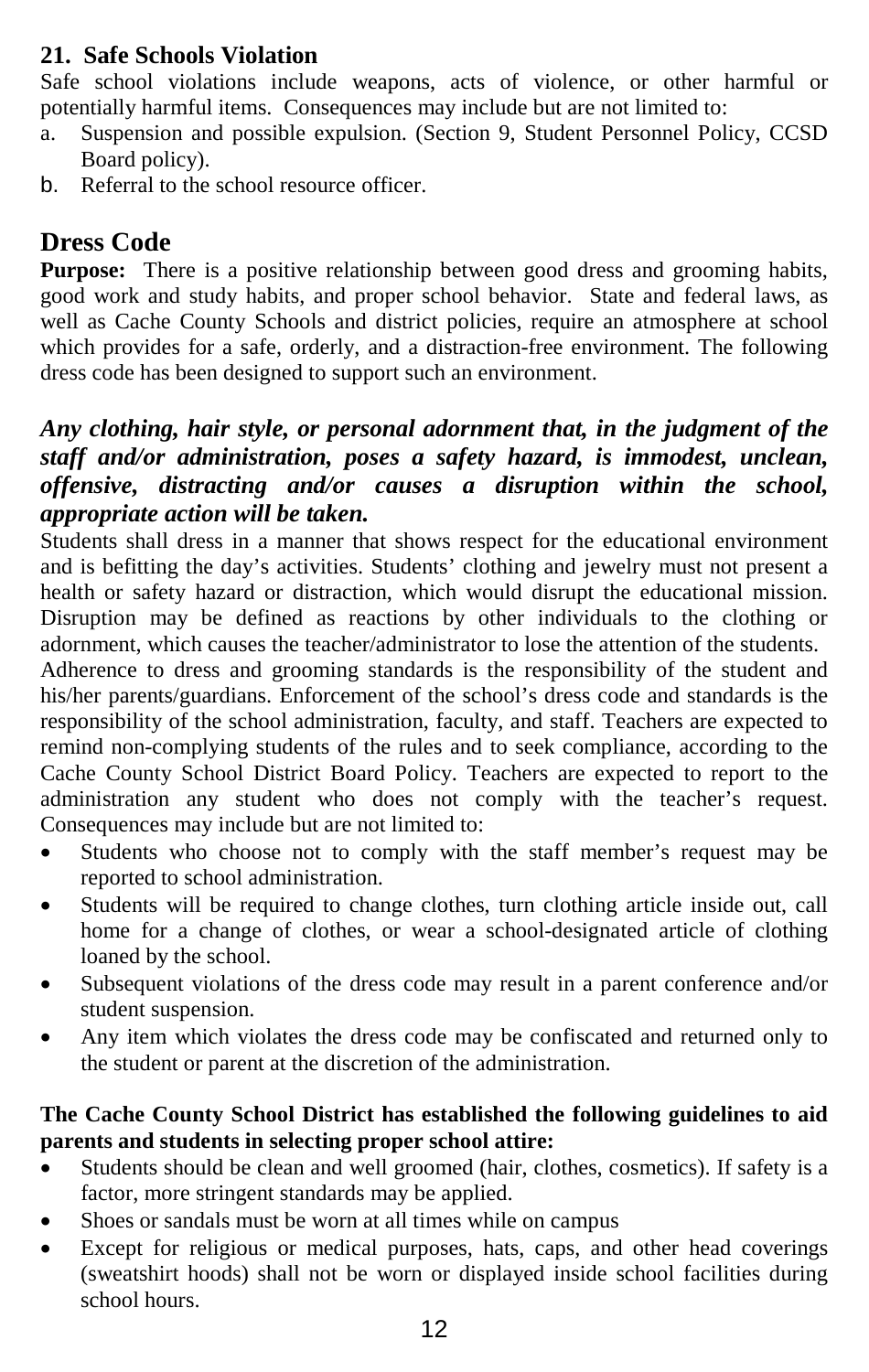**21. Safe Schools Violation**

Safe school violations include weapons, acts of violence, or other harmful or potentially harmful items. Consequences may include but are not limited to:

a. Suspension and possible expulsion. (Section 9, Student Personnel Policy, CCSD Board policy).
b. Referral to the school resource officer.

## Dress Code

**Purpose:** There is a positive relationship between good dress and grooming habits, good work and study habits, and proper school behavior. State and federal laws, as well as Cache County Schools and district policies, require an atmosphere at school which provides for a safe, orderly, and a distraction-free environment. The following dress code has been designed to support such an environment.

***Any clothing, hair style, or personal adornment that, in the judgment of the staff and/or administration, poses a safety hazard, is immodest, unclean, offensive, distracting and/or causes a disruption within the school, appropriate action will be taken.***

Students shall dress in a manner that shows respect for the educational environment and is befitting the day's activities. Students' clothing and jewelry must not present a health or safety hazard or distraction, which would disrupt the educational mission. Disruption may be defined as reactions by other individuals to the clothing or adornment, which causes the teacher/administrator to lose the attention of the students.

Adherence to dress and grooming standards is the responsibility of the student and his/her parents/guardians. Enforcement of the school's dress code and standards is the responsibility of the school administration, faculty, and staff. Teachers are expected to remind non-complying students of the rules and to seek compliance, according to the Cache County School District Board Policy. Teachers are expected to report to the administration any student who does not comply with the teacher's request. Consequences may include but are not limited to:

- Students who choose not to comply with the staff member's request may be reported to school administration.
- Students will be required to change clothes, turn clothing article inside out, call home for a change of clothes, or wear a school-designated article of clothing loaned by the school.
- Subsequent violations of the dress code may result in a parent conference and/or student suspension.
- Any item which violates the dress code may be confiscated and returned only to the student or parent at the discretion of the administration.

**The Cache County School District has established the following guidelines to aid parents and students in selecting proper school attire:**

- Students should be clean and well groomed (hair, clothes, cosmetics). If safety is a factor, more stringent standards may be applied.
- Shoes or sandals must be worn at all times while on campus
- Except for religious or medical purposes, hats, caps, and other head coverings (sweatshirt hoods) shall not be worn or displayed inside school facilities during school hours.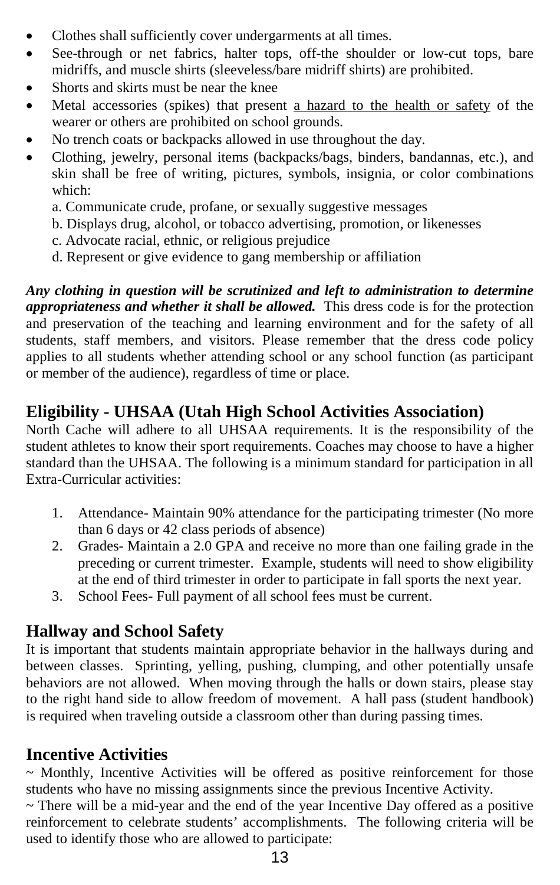- Clothes shall sufficiently cover undergarments at all times.
- See-through or net fabrics, halter tops, off-the shoulder or low-cut tops, bare midriffs, and muscle shirts (sleeveless/bare midriff shirts) are prohibited.
- Shorts and skirts must be near the knee
- Metal accessories (spikes) that present <u>a hazard to the health or safety</u> of the wearer or others are prohibited on school grounds.
- No trench coats or backpacks allowed in use throughout the day.
- Clothing, jewelry, personal items (backpacks/bags, binders, bandannas, etc.), and skin shall be free of writing, pictures, symbols, insignia, or color combinations which:

  a. Communicate crude, profane, or sexually suggestive messages

  b. Displays drug, alcohol, or tobacco advertising, promotion, or likenesses

  c. Advocate racial, ethnic, or religious prejudice

  d. Represent or give evidence to gang membership or affiliation

***Any clothing in question will be scrutinized and left to administration to determine appropriateness and whether it shall be allowed.*** This dress code is for the protection and preservation of the teaching and learning environment and for the safety of all students, staff members, and visitors. Please remember that the dress code policy applies to all students whether attending school or any school function (as participant or member of the audience), regardless of time or place.

## Eligibility - UHSAA (Utah High School Activities Association)

North Cache will adhere to all UHSAA requirements. It is the responsibility of the student athletes to know their sport requirements. Coaches may choose to have a higher standard than the UHSAA. The following is a minimum standard for participation in all Extra-Curricular activities:

1. Attendance- Maintain 90% attendance for the participating trimester (No more than 6 days or 42 class periods of absence)
2. Grades- Maintain a 2.0 GPA and receive no more than one failing grade in the preceding or current trimester. Example, students will need to show eligibility at the end of third trimester in order to participate in fall sports the next year.
3. School Fees- Full payment of all school fees must be current.

## Hallway and School Safety

It is important that students maintain appropriate behavior in the hallways during and between classes. Sprinting, yelling, pushing, clumping, and other potentially unsafe behaviors are not allowed. When moving through the halls or down stairs, please stay to the right hand side to allow freedom of movement. A hall pass (student handbook) is required when traveling outside a classroom other than during passing times.

## Incentive Activities

~ Monthly, Incentive Activities will be offered as positive reinforcement for those students who have no missing assignments since the previous Incentive Activity.

~ There will be a mid-year and the end of the year Incentive Day offered as a positive reinforcement to celebrate students' accomplishments. The following criteria will be used to identify those who are allowed to participate: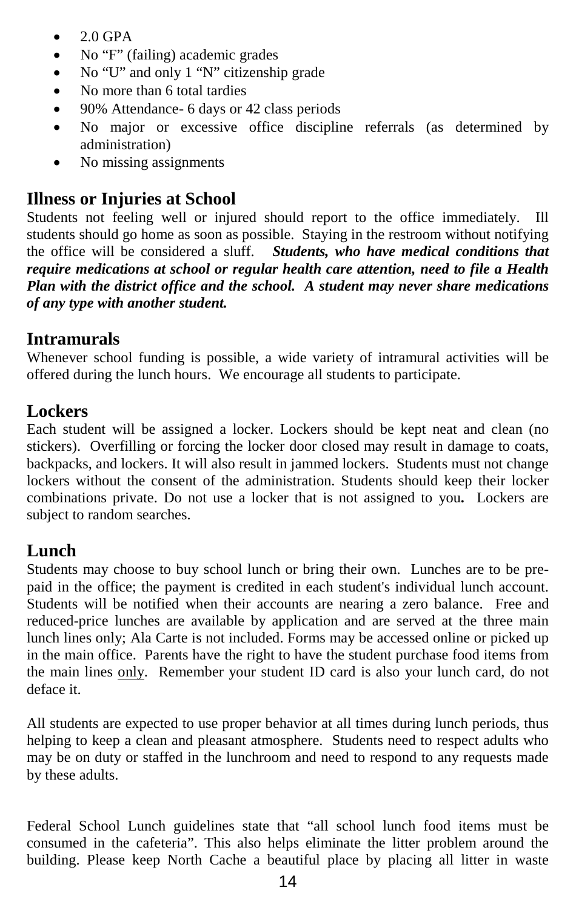- 2.0 GPA
- No "F" (failing) academic grades
- No "U" and only 1 "N" citizenship grade
- No more than 6 total tardies
- 90% Attendance- 6 days or 42 class periods
- No major or excessive office discipline referrals (as determined by administration)
- No missing assignments

## Illness or Injuries at School

Students not feeling well or injured should report to the office immediately. Ill students should go home as soon as possible. Staying in the restroom without notifying the office will be considered a sluff. ***Students, who have medical conditions that require medications at school or regular health care attention, need to file a Health Plan with the district office and the school. A student may never share medications of any type with another student.***

## Intramurals

Whenever school funding is possible, a wide variety of intramural activities will be offered during the lunch hours. We encourage all students to participate.

## Lockers

Each student will be assigned a locker. Lockers should be kept neat and clean (no stickers). Overfilling or forcing the locker door closed may result in damage to coats, backpacks, and lockers. It will also result in jammed lockers. Students must not change lockers without the consent of the administration. Students should keep their locker combinations private. Do not use a locker that is not assigned to you**.** Lockers are subject to random searches.

## Lunch

Students may choose to buy school lunch or bring their own. Lunches are to be pre-paid in the office; the payment is credited in each student's individual lunch account. Students will be notified when their accounts are nearing a zero balance. Free and reduced-price lunches are available by application and are served at the three main lunch lines only; Ala Carte is not included. Forms may be accessed online or picked up in the main office. Parents have the right to have the student purchase food items from the main lines <u>only</u>. Remember your student ID card is also your lunch card, do not deface it.

All students are expected to use proper behavior at all times during lunch periods, thus helping to keep a clean and pleasant atmosphere. Students need to respect adults who may be on duty or staffed in the lunchroom and need to respond to any requests made by these adults.

Federal School Lunch guidelines state that "all school lunch food items must be consumed in the cafeteria". This also helps eliminate the litter problem around the building. Please keep North Cache a beautiful place by placing all litter in waste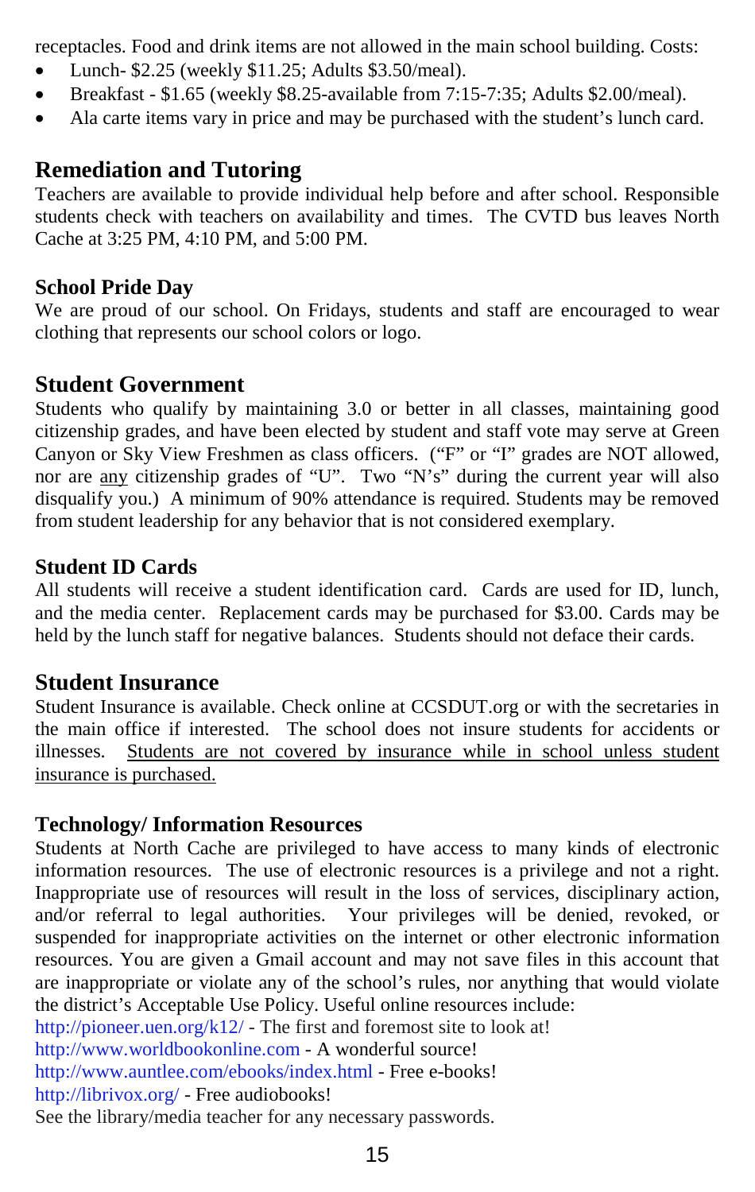receptacles. Food and drink items are not allowed in the main school building. Costs:

- Lunch- $2.25 (weekly $11.25; Adults $3.50/meal).
- Breakfast - $1.65 (weekly $8.25-available from 7:15-7:35; Adults $2.00/meal).
- Ala carte items vary in price and may be purchased with the student's lunch card.

## Remediation and Tutoring

Teachers are available to provide individual help before and after school. Responsible students check with teachers on availability and times. The CVTD bus leaves North Cache at 3:25 PM, 4:10 PM, and 5:00 PM.

### School Pride Day

We are proud of our school. On Fridays, students and staff are encouraged to wear clothing that represents our school colors or logo.

## Student Government

Students who qualify by maintaining 3.0 or better in all classes, maintaining good citizenship grades, and have been elected by student and staff vote may serve at Green Canyon or Sky View Freshmen as class officers. ("F" or "I" grades are NOT allowed, nor are <u>any</u> citizenship grades of "U". Two "N's" during the current year will also disqualify you.) A minimum of 90% attendance is required. Students may be removed from student leadership for any behavior that is not considered exemplary.

### Student ID Cards

All students will receive a student identification card. Cards are used for ID, lunch, and the media center. Replacement cards may be purchased for $3.00. Cards may be held by the lunch staff for negative balances. Students should not deface their cards.

## Student Insurance

Student Insurance is available. Check online at CCSDUT.org or with the secretaries in the main office if interested. The school does not insure students for accidents or illnesses. <u>Students are not covered by insurance while in school unless student insurance is purchased.</u>

### Technology/ Information Resources

Students at North Cache are privileged to have access to many kinds of electronic information resources. The use of electronic resources is a privilege and not a right. Inappropriate use of resources will result in the loss of services, disciplinary action, and/or referral to legal authorities. Your privileges will be denied, revoked, or suspended for inappropriate activities on the internet or other electronic information resources. You are given a Gmail account and may not save files in this account that are inappropriate or violate any of the school's rules, nor anything that would violate the district's Acceptable Use Policy. Useful online resources include:
http://pioneer.uen.org/k12/ - The first and foremost site to look at!
http://www.worldbookonline.com - A wonderful source!
http://www.auntlee.com/ebooks/index.html - Free e-books!
http://librivox.org/ - Free audiobooks!
See the library/media teacher for any necessary passwords.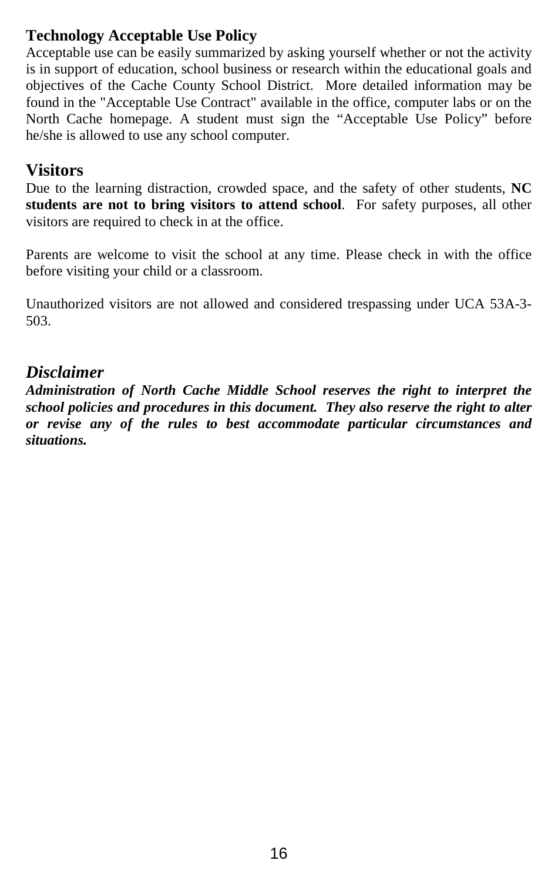## Technology Acceptable Use Policy

Acceptable use can be easily summarized by asking yourself whether or not the activity is in support of education, school business or research within the educational goals and objectives of the Cache County School District. More detailed information may be found in the "Acceptable Use Contract" available in the office, computer labs or on the North Cache homepage. A student must sign the “Acceptable Use Policy” before he/she is allowed to use any school computer.

## Visitors

Due to the learning distraction, crowded space, and the safety of other students, **NC students are not to bring visitors to attend school**. For safety purposes, all other visitors are required to check in at the office.

Parents are welcome to visit the school at any time. Please check in with the office before visiting your child or a classroom.

Unauthorized visitors are not allowed and considered trespassing under UCA 53A-3-503.

## *Disclaimer*

***Administration of North Cache Middle School reserves the right to interpret the school policies and procedures in this document. They also reserve the right to alter or revise any of the rules to best accommodate particular circumstances and situations.***